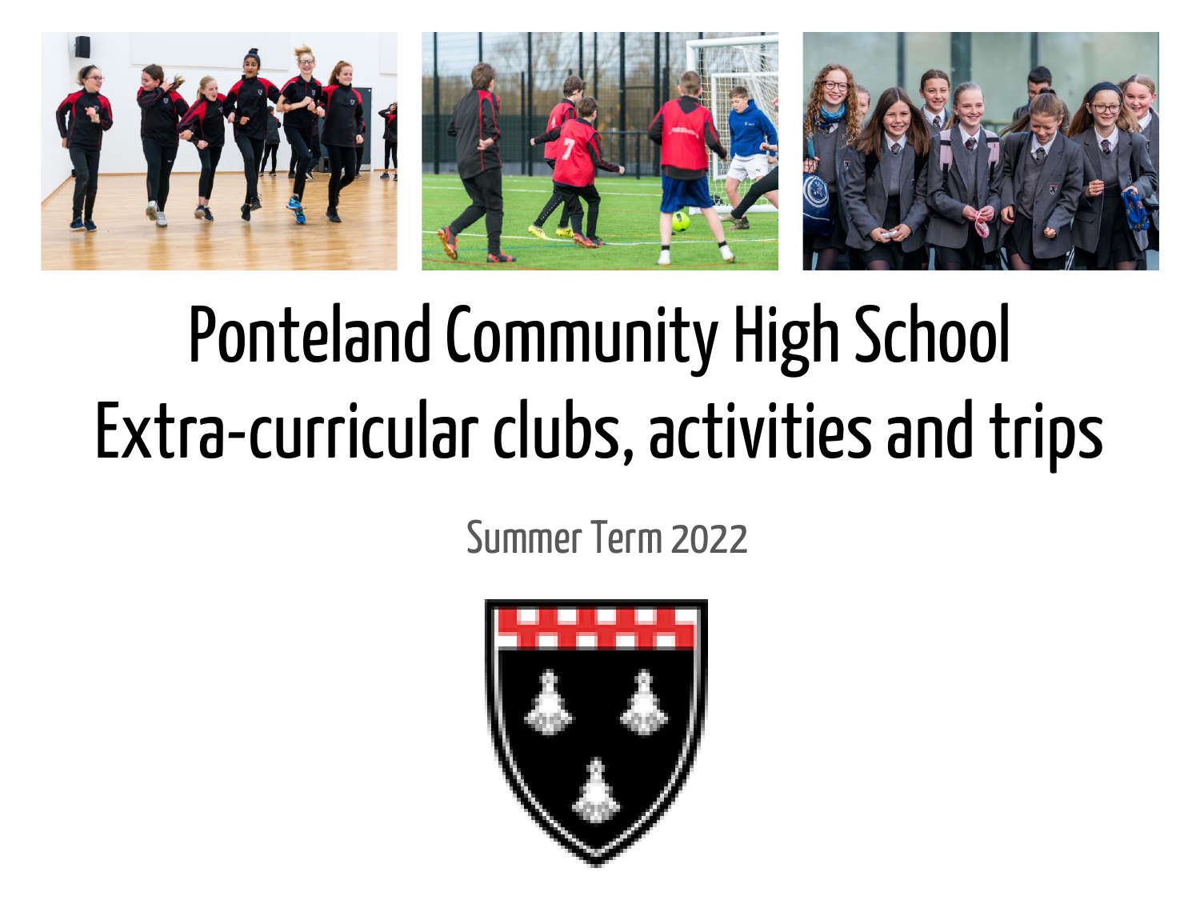# Ponteland Community High School
# Extra-curricular clubs, activities and trips

Summer Term 2022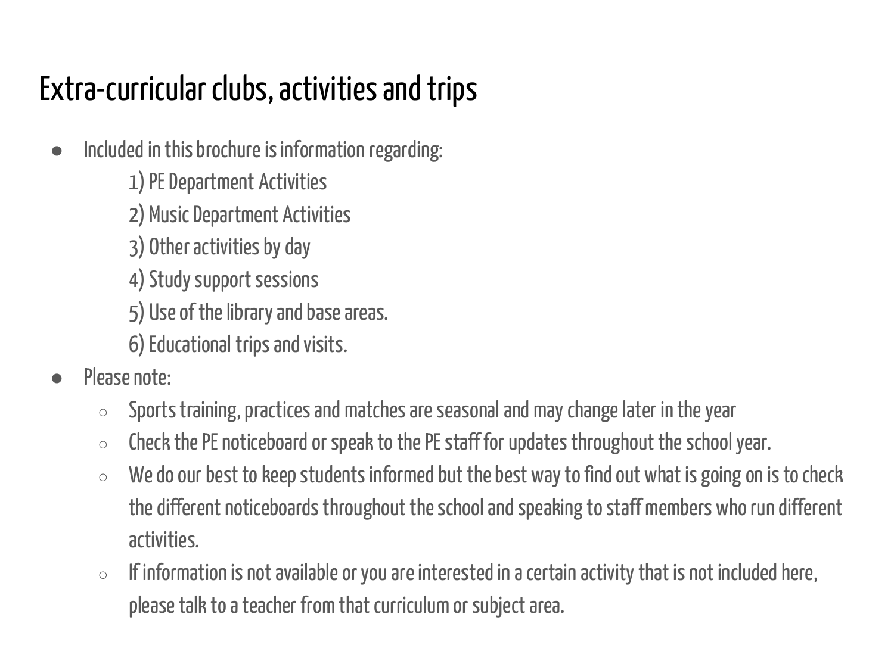# Extra-curricular clubs, activities and trips

- Included in this brochure is information regarding:
  1) PE Department Activities
  2) Music Department Activities
  3) Other activities by day
  4) Study support sessions
  5) Use of the library and base areas.
  6) Educational trips and visits.
- Please note:
  - Sports training, practices and matches are seasonal and may change later in the year
  - Check the PE noticeboard or speak to the PE staff for updates throughout the school year.
  - We do our best to keep students informed but the best way to find out what is going on is to check the different noticeboards throughout the school and speaking to staff members who run different activities.
  - If information is not available or you are interested in a certain activity that is not included here, please talk to a teacher from that curriculum or subject area.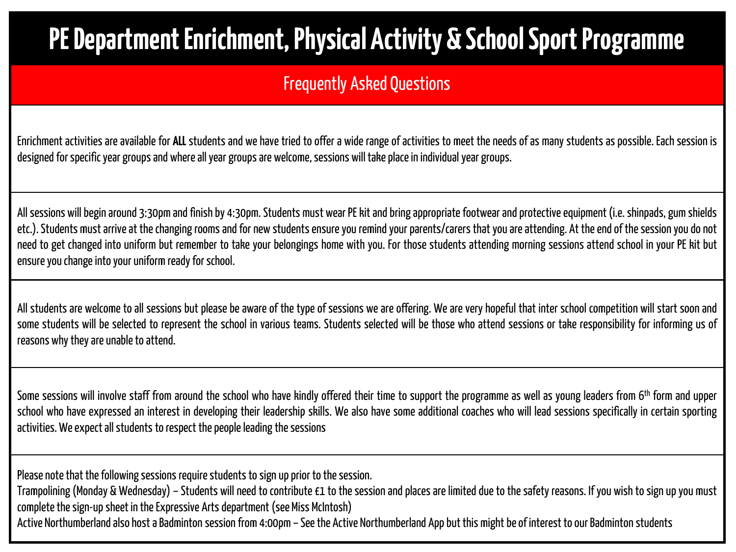# PE Department Enrichment, Physical Activity & School Sport Programme

## Frequently Asked Questions

Enrichment activities are available for **ALL** students and we have tried to offer a wide range of activities to meet the needs of as many students as possible. Each session is designed for specific year groups and where all year groups are welcome, sessions will take place in individual year groups.

All sessions will begin around 3:30pm and finish by 4:30pm. Students must wear PE kit and bring appropriate footwear and protective equipment (i.e. shinpads, gum shields etc.). Students must arrive at the changing rooms and for new students ensure you remind your parents/carers that you are attending. At the end of the session you do not need to get changed into uniform but remember to take your belongings home with you. For those students attending morning sessions attend school in your PE kit but ensure you change into your uniform ready for school.

All students are welcome to all sessions but please be aware of the type of sessions we are offering. We are very hopeful that inter school competition will start soon and some students will be selected to represent the school in various teams. Students selected will be those who attend sessions or take responsibility for informing us of reasons why they are unable to attend.

Some sessions will involve staff from around the school who have kindly offered their time to support the programme as well as young leaders from 6th form and upper school who have expressed an interest in developing their leadership skills. We also have some additional coaches who will lead sessions specifically in certain sporting activities. We expect all students to respect the people leading the sessions

Please note that the following sessions require students to sign up prior to the session.

Trampolining (Monday & Wednesday) – Students will need to contribute £1 to the session and places are limited due to the safety reasons. If you wish to sign up you must complete the sign-up sheet in the Expressive Arts department (see Miss McIntosh)

Active Northumberland also host a Badminton session from 4:00pm – See the Active Northumberland App but this might be of interest to our Badminton students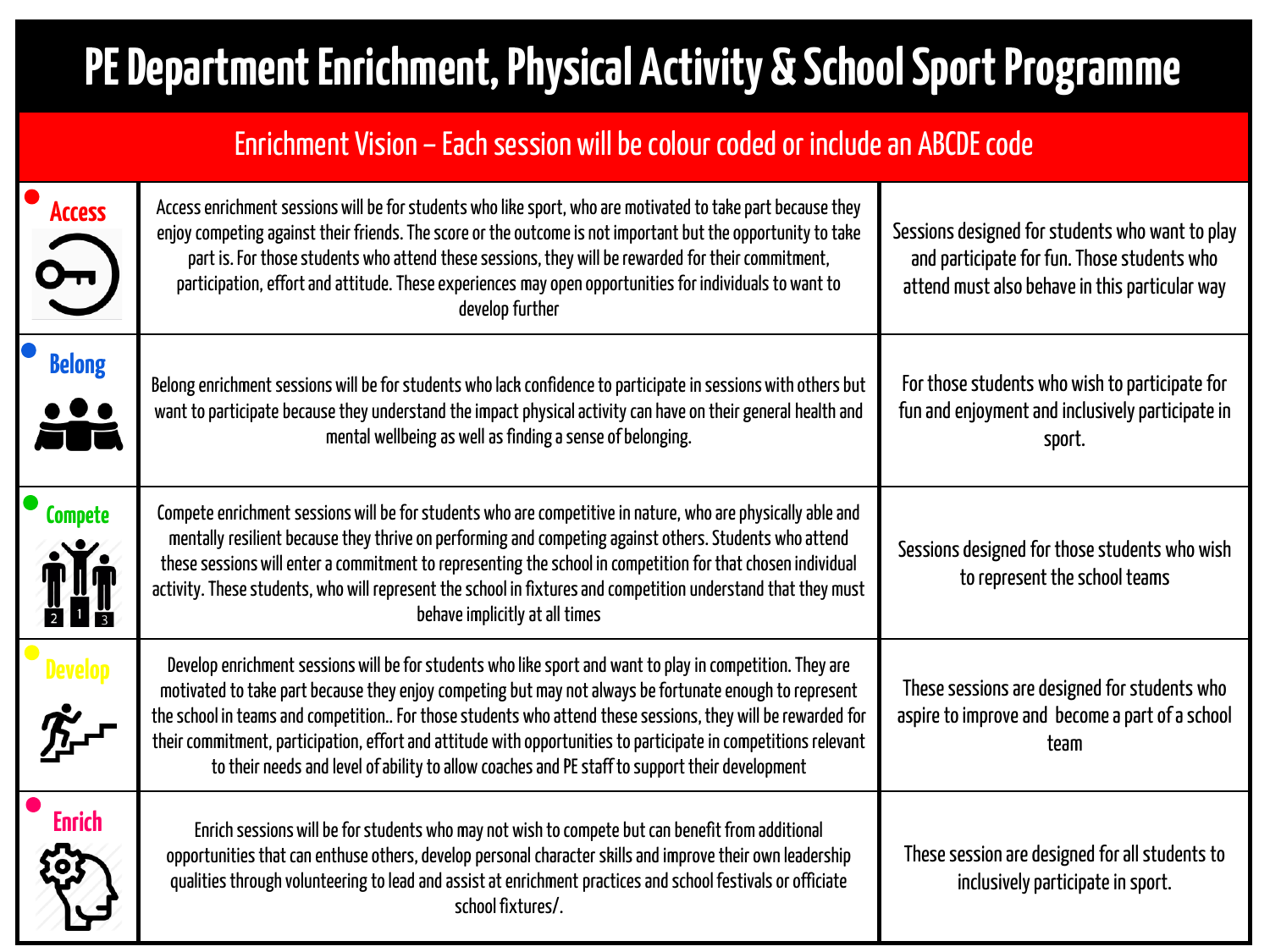# PE Department Enrichment, Physical Activity & School Sport Programme

## Enrichment Vision – Each session will be colour coded or include an ABCDE code

| | | |
|---|---|---|
| **Access** | Access enrichment sessions will be for students who like sport, who are motivated to take part because they enjoy competing against their friends. The score or the outcome is not important but the opportunity to take part is. For those students who attend these sessions, they will be rewarded for their commitment, participation, effort and attitude. These experiences may open opportunities for individuals to want to develop further | Sessions designed for students who want to play and participate for fun. Those students who attend must also behave in this particular way |
| **Belong** | Belong enrichment sessions will be for students who lack confidence to participate in sessions with others but want to participate because they understand the impact physical activity can have on their general health and mental wellbeing as well as finding a sense of belonging. | For those students who wish to participate for fun and enjoyment and inclusively participate in sport. |
| **Compete** | Compete enrichment sessions will be for students who are competitive in nature, who are physically able and mentally resilient because they thrive on performing and competing against others. Students who attend these sessions will enter a commitment to representing the school in competition for that chosen individual activity. These students, who will represent the school in fixtures and competition understand that they must behave implicitly at all times | Sessions designed for those students who wish to represent the school teams |
| **Develop** | Develop enrichment sessions will be for students who like sport and want to play in competition. They are motivated to take part because they enjoy competing but may not always be fortunate enough to represent the school in teams and competition.. For those students who attend these sessions, they will be rewarded for their commitment, participation, effort and attitude with opportunities to participate in competitions relevant to their needs and level of ability to allow coaches and PE staff to support their development | These sessions are designed for students who aspire to improve and become a part of a school team |
| **Enrich** | Enrich sessions will be for students who may not wish to compete but can benefit from additional opportunities that can enthuse others, develop personal character skills and improve their own leadership qualities through volunteering to lead and assist at enrichment practices and school festivals or officiate school fixtures/. | These session are designed for all students to inclusively participate in sport. |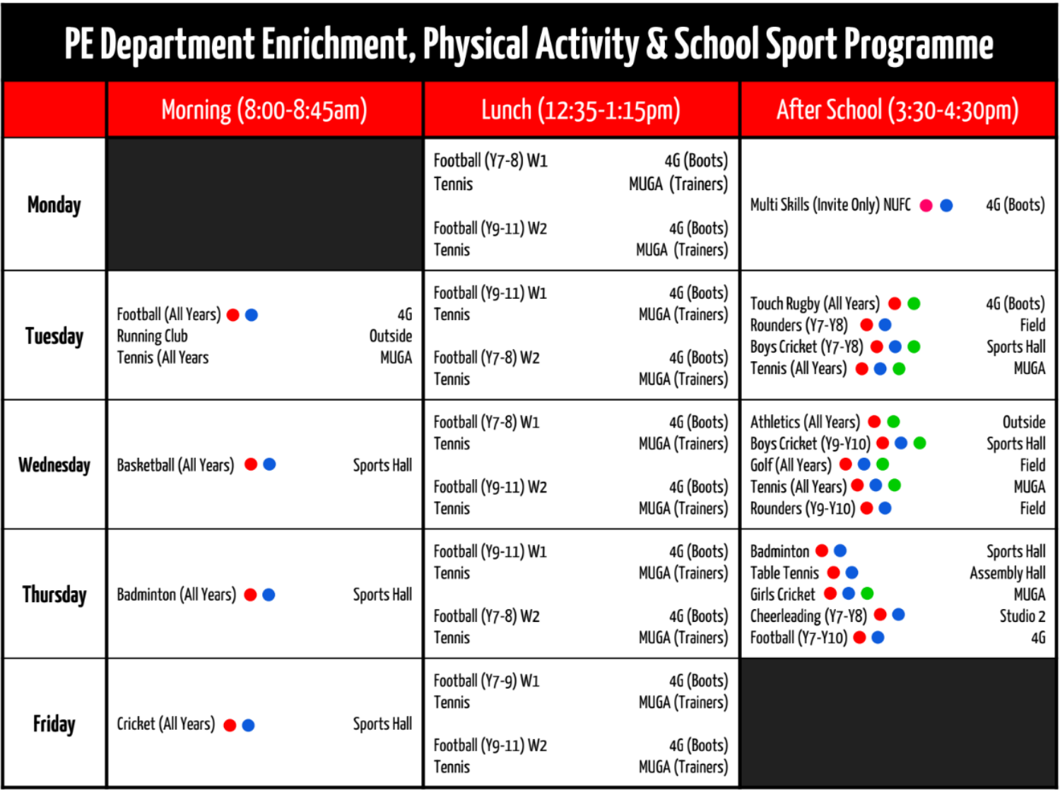# PE Department Enrichment, Physical Activity & School Sport Programme

| | Morning (8:00-8:45am) | Lunch (12:35-1:15pm) | After School (3:30-4:30pm) |
|---|---|---|---|
| **Monday** | | Football (Y7-8) W1 — 4G (Boots)<br>Tennis — MUGA (Trainers)<br><br>Football (Y9-11) W2 — 4G (Boots)<br>Tennis — MUGA (Trainers) | Multi Skills (Invite Only) NUFC ● ● — 4G (Boots) |
| **Tuesday** | Football (All Years) ● ● — 4G<br>Running Club — Outside<br>Tennis (All Years — MUGA | Football (Y9-11) W1 — 4G (Boots)<br>Tennis — MUGA (Trainers)<br><br>Football (Y7-8) W2 — 4G (Boots)<br>Tennis — MUGA (Trainers) | Touch Rugby (All Years) ● ● — 4G (Boots)<br>Rounders (Y7-Y8) ● ● — Field<br>Boys Cricket (Y7-Y8) ● ● ● — Sports Hall<br>Tennis (All Years) ● ● ● — MUGA |
| **Wednesday** | Basketball (All Years) ● ● — Sports Hall | Football (Y7-8) W1 — 4G (Boots)<br>Tennis — MUGA (Trainers)<br><br>Football (Y9-11) W2 — 4G (Boots)<br>Tennis — MUGA (Trainers) | Athletics (All Years) ● ● — Outside<br>Boys Cricket (Y9-Y10) ● ● ● — Sports Hall<br>Golf (All Years) ● ● ● — Field<br>Tennis (All Years) ● ● ● — MUGA<br>Rounders (Y9-Y10) ● ● — Field |
| **Thursday** | Badminton (All Years) ● ● — Sports Hall | Football (Y9-11) W1 — 4G (Boots)<br>Tennis — MUGA (Trainers)<br><br>Football (Y7-8) W2 — 4G (Boots)<br>Tennis — MUGA (Trainers) | Badminton ● ● — Sports Hall<br>Table Tennis ● ● — Assembly Hall<br>Girls Cricket ● ● ● — MUGA<br>Cheerleading (Y7-Y8) ● ● — Studio 2<br>Football (Y7-Y10) ● ● — 4G |
| **Friday** | Cricket (All Years) ● ● — Sports Hall | Football (Y7-9) W1 — 4G (Boots)<br>Tennis — MUGA (Trainers)<br><br>Football (Y9-11) W2 — 4G (Boots)<br>Tennis — MUGA (Trainers) | |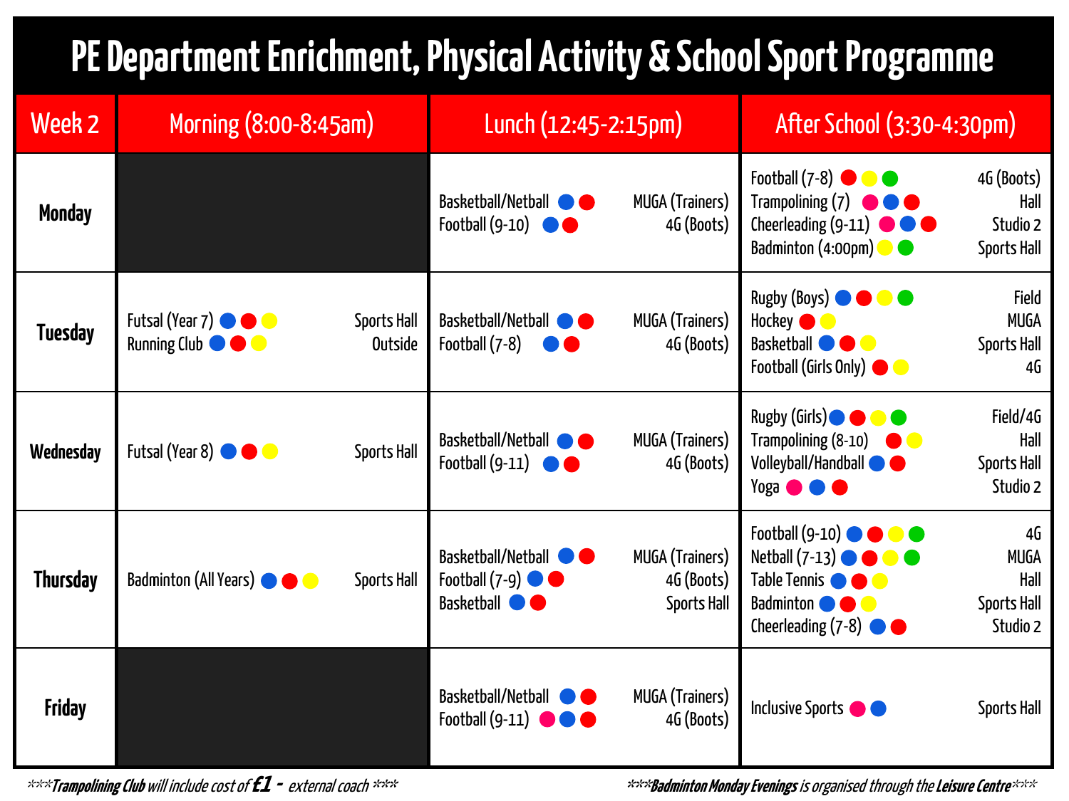# PE Department Enrichment, Physical Activity & School Sport Programme

| Week 2 | Morning (8:00-8:45am) | Lunch (12:45-2:15pm) | After School (3:30-4:30pm) |
|---|---|---|---|
| **Monday** | | Basketball/Netball 🔵🔴 — MUGA (Trainers)<br>Football (9-10) 🔵🔴 — 4G (Boots) | Football (7-8) 🔴🟡🟢 — 4G (Boots)<br>Trampolining (7) 🩷🔵🔴 — Hall<br>Cheerleading (9-11) 🩷🔵🔴 — Studio 2<br>Badminton (4:00pm) 🟡🟢 — Sports Hall |
| **Tuesday** | Futsal (Year 7) 🔵🔴🟡 — Sports Hall<br>Running Club 🔵🔴🟡 — Outside | Basketball/Netball 🔵🔴 — MUGA (Trainers)<br>Football (7-8) 🔵🔴 — 4G (Boots) | Rugby (Boys) 🔵🔴🟡🟢 — Field<br>Hockey 🔴🟡 — MUGA<br>Basketball 🔵🔴🟡 — Sports Hall<br>Football (Girls Only) 🔴🟡 — 4G |
| **Wednesday** | Futsal (Year 8) 🔵🔴🟡 — Sports Hall | Basketball/Netball 🔵🔴 — MUGA (Trainers)<br>Football (9-11) 🔵🔴 — 4G (Boots) | Rugby (Girls) 🔵🔴🟡🟢 — Field/4G<br>Trampolining (8-10) 🔴🟡 — Hall<br>Volleyball/Handball 🔵🔴 — Sports Hall<br>Yoga 🩷🔵🔴 — Studio 2 |
| **Thursday** | Badminton (All Years) 🔵🔴🟡 — Sports Hall | Basketball/Netball 🔵🔴 — MUGA (Trainers)<br>Football (7-9) 🔵🔴 — 4G (Boots)<br>Basketball 🔵🔴 — Sports Hall | Football (9-10) 🔵🔴🟡🟢 — 4G<br>Netball (7-13) 🔵🔴🟡🟢 — MUGA<br>Table Tennis 🔵🔴🟡 — Hall<br>Badminton 🔵🔴🟡 — Sports Hall<br>Cheerleading (7-8) 🔵🔴 — Studio 2 |
| **Friday** | | Basketball/Netball 🔵🔴 — MUGA (Trainers)<br>Football (9-11) 🩷🔵🔴 — 4G (Boots) | Inclusive Sports 🩷🔵 — Sports Hall |

****Trampolining Club** will include cost of **£1** - external coach ***

*****Badminton Monday Evenings** is organised through the **Leisure Centre*****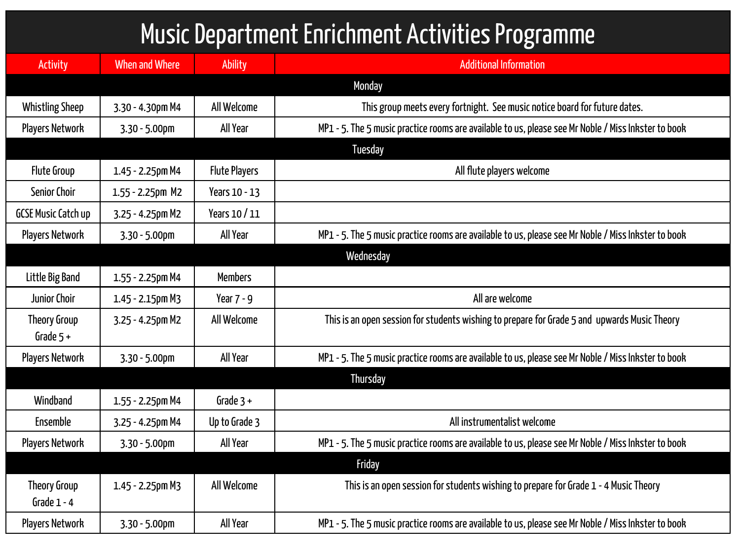# Music Department Enrichment Activities Programme

| Activity | When and Where | Ability | Additional Information |
|---|---|---|---|
| **Monday** | | | |
| Whistling Sheep | 3.30 - 4.30pm M4 | All Welcome | This group meets every fortnight. See music notice board for future dates. |
| Players Network | 3.30 - 5.00pm | All Year | MP1 - 5. The 5 music practice rooms are available to us, please see Mr Noble / Miss Inkster to book |
| **Tuesday** | | | |
| Flute Group | 1.45 - 2.25pm M4 | Flute Players | All flute players welcome |
| Senior Choir | 1.55 - 2.25pm M2 | Years 10 - 13 | |
| GCSE Music Catch up | 3.25 - 4.25pm M2 | Years 10 / 11 | |
| Players Network | 3.30 - 5.00pm | All Year | MP1 - 5. The 5 music practice rooms are available to us, please see Mr Noble / Miss Inkster to book |
| **Wednesday** | | | |
| Little Big Band | 1.55 - 2.25pm M4 | Members | |
| Junior Choir | 1.45 - 2.15pm M3 | Year 7 - 9 | All are welcome |
| Theory Group Grade 5 + | 3.25 - 4.25pm M2 | All Welcome | This is an open session for students wishing to prepare for Grade 5 and upwards Music Theory |
| Players Network | 3.30 - 5.00pm | All Year | MP1 - 5. The 5 music practice rooms are available to us, please see Mr Noble / Miss Inkster to book |
| **Thursday** | | | |
| Windband | 1.55 - 2.25pm M4 | Grade 3 + | |
| Ensemble | 3.25 - 4.25pm M4 | Up to Grade 3 | All instrumentalist welcome |
| Players Network | 3.30 - 5.00pm | All Year | MP1 - 5. The 5 music practice rooms are available to us, please see Mr Noble / Miss Inkster to book |
| **Friday** | | | |
| Theory Group Grade 1 - 4 | 1.45 - 2.25pm M3 | All Welcome | This is an open session for students wishing to prepare for Grade 1 - 4 Music Theory |
| Players Network | 3.30 - 5.00pm | All Year | MP1 - 5. The 5 music practice rooms are available to us, please see Mr Noble / Miss Inkster to book |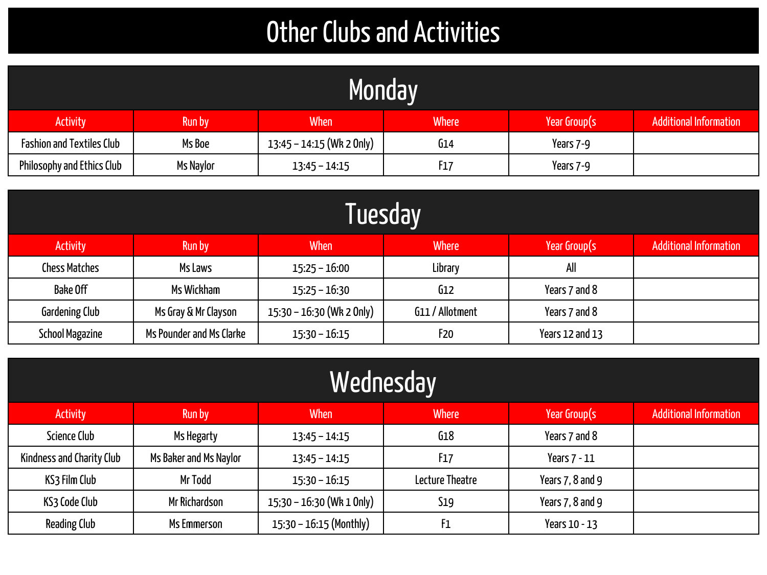# Other Clubs and Activities

## Monday

| Activity | Run by | When | Where | Year Group(s | Additional Information |
|---|---|---|---|---|---|
| Fashion and Textiles Club | Ms Boe | 13:45 – 14:15 (Wk 2 Only) | G14 | Years 7-9 | |
| Philosophy and Ethics Club | Ms Naylor | 13:45 – 14:15 | F17 | Years 7-9 | |

## Tuesday

| Activity | Run by | When | Where | Year Group(s | Additional Information |
|---|---|---|---|---|---|
| Chess Matches | Ms Laws | 15:25 – 16:00 | Library | All | |
| Bake Off | Ms Wickham | 15:25 – 16:30 | G12 | Years 7 and 8 | |
| Gardening Club | Ms Gray & Mr Clayson | 15:30 – 16:30 (Wk 2 Only) | G11 / Allotment | Years 7 and 8 | |
| School Magazine | Ms Pounder and Ms Clarke | 15:30 – 16:15 | F20 | Years 12 and 13 | |

## Wednesday

| Activity | Run by | When | Where | Year Group(s | Additional Information |
|---|---|---|---|---|---|
| Science Club | Ms Hegarty | 13:45 – 14:15 | G18 | Years 7 and 8 | |
| Kindness and Charity Club | Ms Baker and Ms Naylor | 13:45 – 14:15 | F17 | Years 7 - 11 | |
| KS3 Film Club | Mr Todd | 15:30 – 16:15 | Lecture Theatre | Years 7, 8 and 9 | |
| KS3 Code Club | Mr Richardson | 15;30 – 16:30 (Wk 1 Only) | S19 | Years 7, 8 and 9 | |
| Reading Club | Ms Emmerson | 15:30 – 16:15 (Monthly) | F1 | Years 10 - 13 | |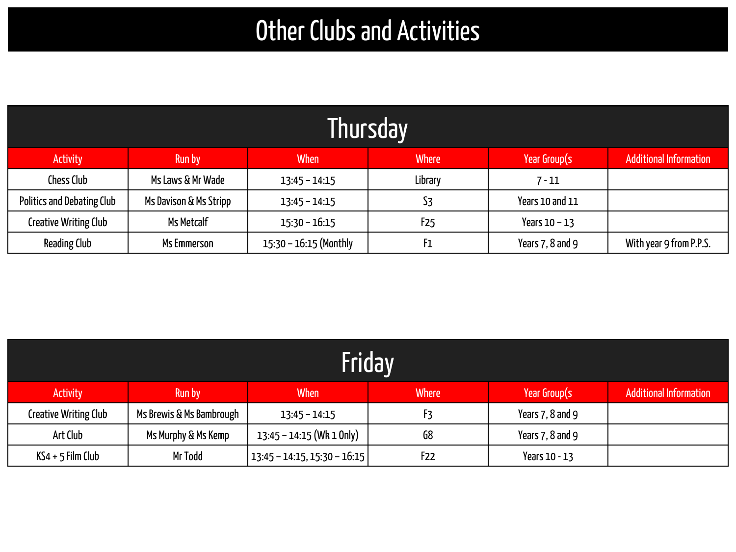# Other Clubs and Activities

## Thursday

| Activity | Run by | When | Where | Year Group(s | Additional Information |
|---|---|---|---|---|---|
| Chess Club | Ms Laws & Mr Wade | 13:45 – 14:15 | Library | 7 - 11 | |
| Politics and Debating Club | Ms Davison & Ms Stripp | 13:45 – 14:15 | S3 | Years 10 and 11 | |
| Creative Writing Club | Ms Metcalf | 15:30 – 16:15 | F25 | Years 10 – 13 | |
| Reading Club | Ms Emmerson | 15:30 – 16:15 (Monthly | F1 | Years 7, 8 and 9 | With year 9 from P.P.S. |

## Friday

| Activity | Run by | When | Where | Year Group(s | Additional Information |
|---|---|---|---|---|---|
| Creative Writing Club | Ms Brewis & Ms Bambrough | 13:45 – 14:15 | F3 | Years 7, 8 and 9 | |
| Art Club | Ms Murphy & Ms Kemp | 13:45 – 14:15 (Wk 1 Only) | G8 | Years 7, 8 and 9 | |
| KS4 + 5 Film Club | Mr Todd | 13:45 – 14:15, 15:30 – 16:15 | F22 | Years 10 - 13 | |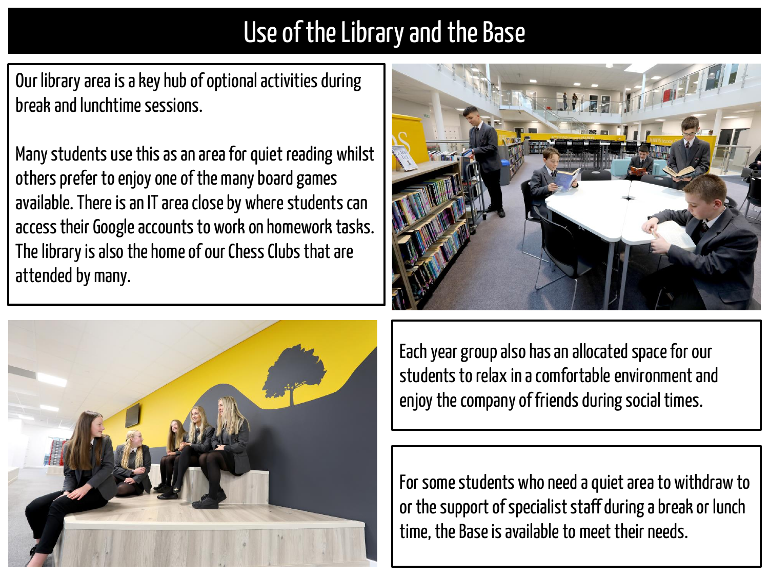# Use of the Library and the Base

Our library area is a key hub of optional activities during break and lunchtime sessions.

Many students use this as an area for quiet reading whilst others prefer to enjoy one of the many board games available. There is an IT area close by where students can access their Google accounts to work on homework tasks. The library is also the home of our Chess Clubs that are attended by many.

Each year group also has an allocated space for our students to relax in a comfortable environment and enjoy the company of friends during social times.

For some students who need a quiet area to withdraw to or the support of specialist staff during a break or lunch time, the Base is available to meet their needs.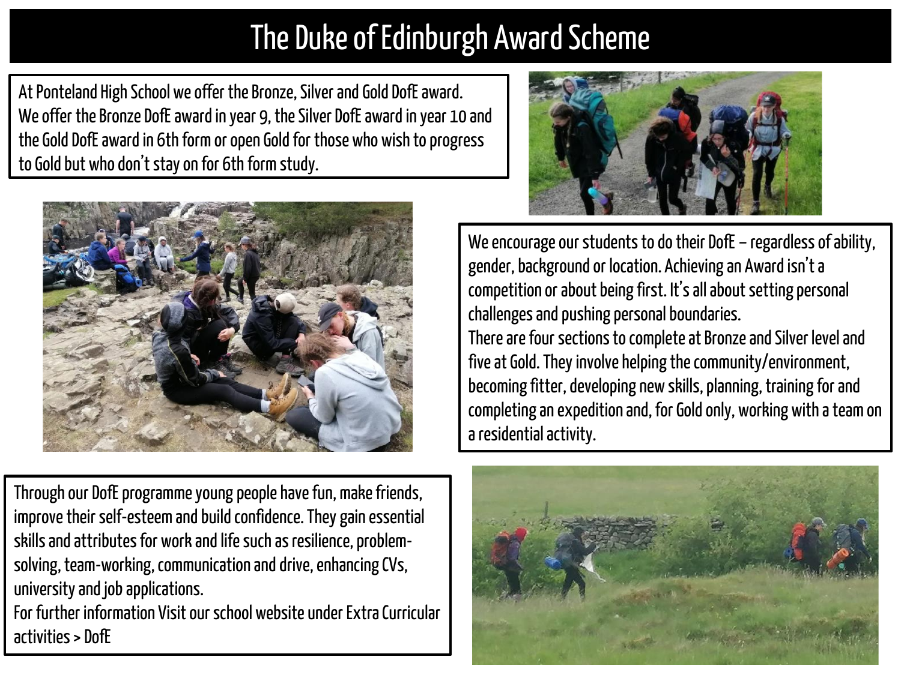# The Duke of Edinburgh Award Scheme

At Ponteland High School we offer the Bronze, Silver and Gold DofE award.
We offer the Bronze DofE award in year 9, the Silver DofE award in year 10 and the Gold DofE award in 6th form or open Gold for those who wish to progress to Gold but who don't stay on for 6th form study.

We encourage our students to do their DofE – regardless of ability, gender, background or location. Achieving an Award isn't a competition or about being first. It's all about setting personal challenges and pushing personal boundaries.
There are four sections to complete at Bronze and Silver level and five at Gold. They involve helping the community/environment, becoming fitter, developing new skills, planning, training for and completing an expedition and, for Gold only, working with a team on a residential activity.

Through our DofE programme young people have fun, make friends, improve their self-esteem and build confidence. They gain essential skills and attributes for work and life such as resilience, problem-solving, team-working, communication and drive, enhancing CVs, university and job applications.
For further information Visit our school website under Extra Curricular activities > DofE